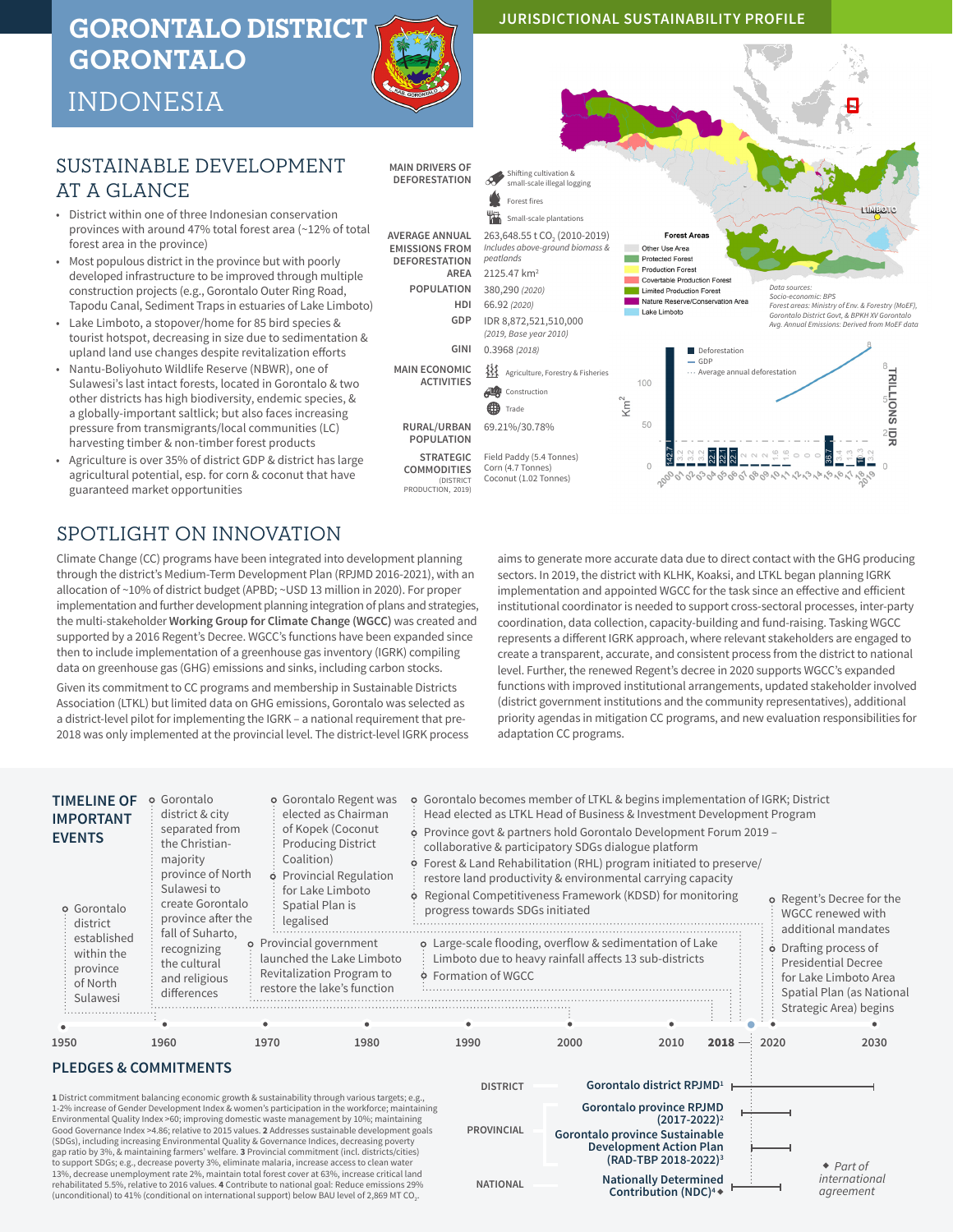# GORONTALO DISTRICT GORONTALO

# INDONESIA

JURISDICTIONAL SUSTAINABILITY PROFILE

## SUSTAINABLE DEVELOPMENT AT A GLANCE

- District within one of three Indonesian conservation provinces with around 47% total forest area (~12% of total forest area in the province)
- Most populous district in the province but with poorly developed infrastructure to be improved through multiple construction projects (e.g., Gorontalo Outer Ring Road, Tapodu Canal, Sediment Traps in estuaries of Lake Limboto)
- Lake Limboto, a stopover/home for 85 bird species & tourist hotspot, decreasing in size due to sedimentation & upland land use changes despite revitalization efforts
- Nantu-Boliyohuto Wildlife Reserve (NBWR), one of Sulawesi's last intact forests, located in Gorontalo & two other districts has high biodiversity, endemic species, & a globally-important saltlick; but also faces increasing pressure from transmigrants/local communities (LC) harvesting timber & non-timber forest products
- Agriculture is over 35% of district GDP & district has large agricultural potential, esp. for corn & coconut that have guaranteed market opportunities

| | |
|---|---|
| MAIN DRIVERS OF DEFORESTATION | Shifting cultivation & small-scale illegal logging; Forest fires; Small-scale plantations |
| AVERAGE ANNUAL EMISSIONS FROM DEFORESTATION | 263,648.55 t $CO_2$ (2010-2019) *Includes above-ground biomass & peatlands* |
| AREA | 2125.47 km² |
| POPULATION | 380,290 *(2020)* |
| HDI | 66.92 *(2020)* |
| GDP | IDR 8,872,521,510,000 *(2019, Base year 2010)* |
| GINI | 0.3968 *(2018)* |
| MAIN ECONOMIC ACTIVITIES | Agriculture, Forestry & Fisheries; Construction; Trade |
| RURAL/URBAN POPULATION | 69.21%/30.78% |
| STRATEGIC COMMODITIES (DISTRICT PRODUCTION, 2019) | Field Paddy (5.4 Tonnes); Corn (4.7 Tonnes); Coconut (1.02 Tonnes) |

Forest Areas: Other Use Area; Protected Forest; Production Forest; Covertable Production Forest; Limited Production Forest; Nature Reserve/Conservation Area; Lake Limboto

*Data sources: Socio-economic: BPS; Forest areas: Ministry of Env. & Forestry (MoEF), Gorontalo District Govt, & BPKH XV Gorontalo; Avg. Annual Emissions: Derived from MoEF data*

Chart legend: Deforestation; GDP; Average annual deforestation. Axes: Km² (0–100); TRILLIONS IDR (0–8); years 2000–2019. Bar values: 142.7, 3.2, 3.2, 3.2, 22.1, 22.1, 22.1, 2, 2, 2, 1.6, 0, 0, 0, 36.7, 3.4, 13.3, 3.2

## SPOTLIGHT ON INNOVATION

Climate Change (CC) programs have been integrated into development planning through the district's Medium-Term Development Plan (RPJMD 2016-2021), with an allocation of ~10% of district budget (APBD; ~USD 13 million in 2020). For proper implementation and further development planning integration of plans and strategies, the multi-stakeholder **Working Group for Climate Change (WGCC)** was created and supported by a 2016 Regent's Decree. WGCC's functions have been expanded since then to include implementation of a greenhouse gas inventory (IGRK) compiling data on greenhouse gas (GHG) emissions and sinks, including carbon stocks.

Given its commitment to CC programs and membership in Sustainable Districts Association (LTKL) but limited data on GHG emissions, Gorontalo was selected as a district-level pilot for implementing the IGRK – a national requirement that pre-2018 was only implemented at the provincial level. The district-level IGRK process aims to generate more accurate data due to direct contact with the GHG producing sectors. In 2019, the district with KLHK, Koaksi, and LTKL began planning IGRK implementation and appointed WGCC for the task since an effective and efficient institutional coordinator is needed to support cross-sectoral processes, inter-party coordination, data collection, capacity-building and fund-raising. Tasking WGCC represents a different IGRK approach, where relevant stakeholders are engaged to create a transparent, accurate, and consistent process from the district to national level. Further, the renewed Regent's decree in 2020 supports WGCC's expanded functions with improved institutional arrangements, updated stakeholder involved (district government institutions and the community representatives), additional priority agendas in mitigation CC programs, and new evaluation responsibilities for adaptation CC programs.

## TIMELINE OF IMPORTANT EVENTS

- Gorontalo district established within the province of North Sulawesi
- Gorontalo district & city separated from the Christian-majority province of North Sulawesi to create Gorontalo province after the fall of Suharto, recognizing the cultural and religious differences
- Gorontalo Regent was elected as Chairman of Kopek (Coconut Producing District Coalition)
- Provincial Regulation for Lake Limboto Spatial Plan is legalised
- Provincial government launched the Lake Limboto Revitalization Program to restore the lake's function
- Gorontalo becomes member of LTKL & begins implementation of IGRK; District Head elected as LTKL Head of Business & Investment Development Program
- Province govt & partners hold Gorontalo Development Forum 2019 – collaborative & participatory SDGs dialogue platform
- Forest & Land Rehabilitation (RHL) program initiated to preserve/restore land productivity & environmental carrying capacity
- Regional Competitiveness Framework (KDSD) for monitoring progress towards SDGs initiated
- Large-scale flooding, overflow & sedimentation of Lake Limboto due to heavy rainfall affects 13 sub-districts
- Formation of WGCC
- Regent's Decree for the WGCC renewed with additional mandates
- Drafting process of Presidential Decree for Lake Limboto Area Spatial Plan (as National Strategic Area) begins

1950 · 1960 · 1970 · 1980 · 1990 · 2000 · 2010 · 2018 · 2020 · 2030

## PLEDGES & COMMITMENTS

- DISTRICT: Gorontalo district RPJMD[1]
- PROVINCIAL: Gorontalo province RPJMD (2017-2022)[2]; Gorontalo province Sustainable Development Action Plan (RAD-TPB 2018-2022)[3]
- NATIONAL: Nationally Determined Contribution (NDC)[4] ◆

◆ *Part of international agreement*

**1** District commitment balancing economic growth & sustainability through various targets; e.g., 1-2% increase of Gender Development Index & women's participation in the workforce; maintaining Environmental Quality Index >60; improving domestic waste management by 10%; maintaining Good Governance Index >4.86; relative to 2015 values. **2** Addresses sustainable development goals (SDGs), including increasing Environmental Quality & Governance Indices, decreasing poverty gap ratio by 3%, & maintaining farmers' welfare. **3** Provincial commitment (incl. districts/cities) to support SDGs; e.g., decrease poverty 3%, eliminate malaria, increase access to clean water 13%, decrease unemployment rate 2%, maintain total forest cover at 63%, increase critical land rehabilitated 5.5%, relative to 2016 values. **4** Contribute to national goal: Reduce emissions 29% (unconditional) to 41% (conditional on international support) below BAU level of 2,869 MT $CO_2$.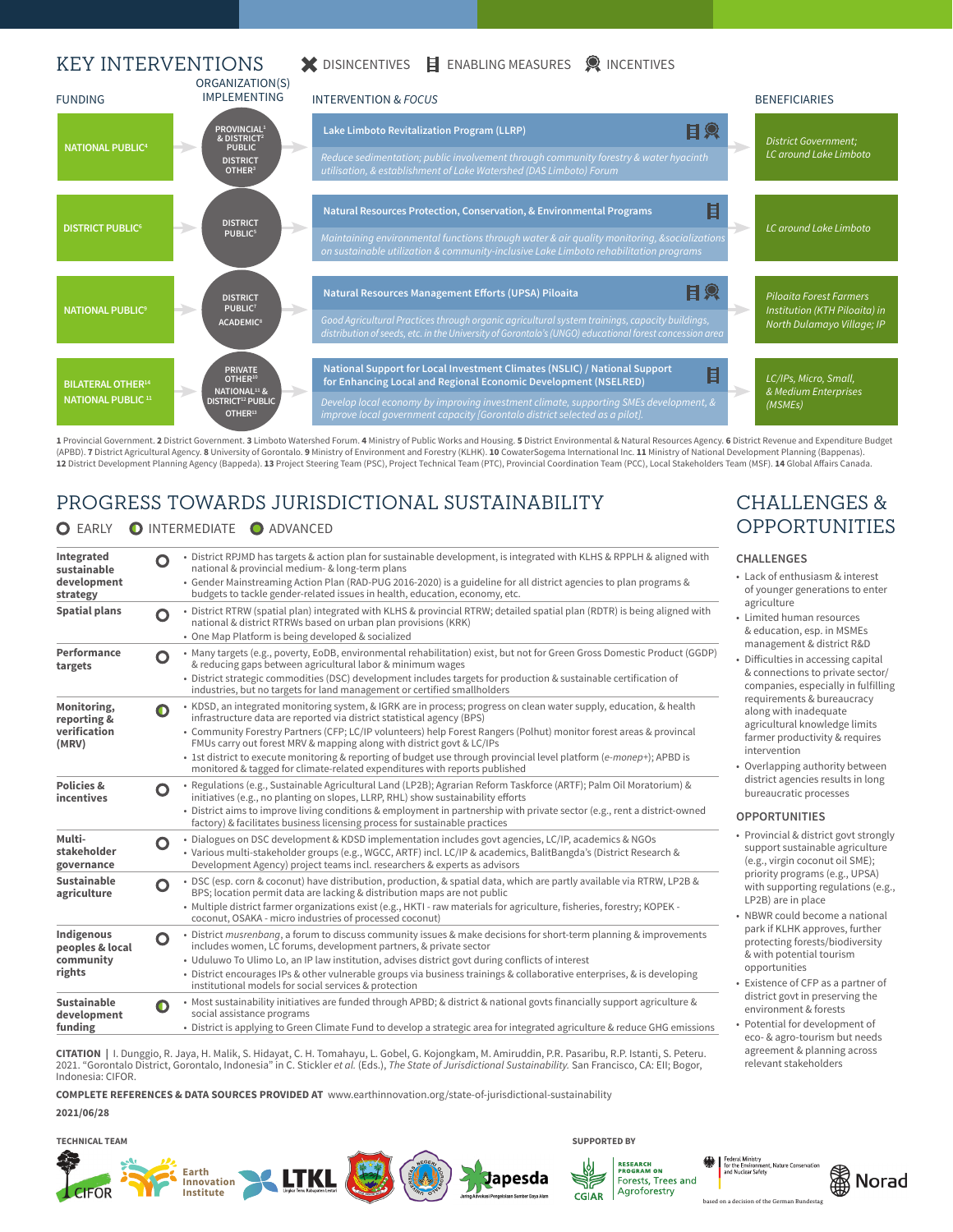## KEY INTERVENTIONS

DISINCENTIVES | ENABLING MEASURES | INCENTIVES

| FUNDING | ORGANIZATION(S) IMPLEMENTING | INTERVENTION & *FOCUS* | BENEFICIARIES |
|---|---|---|---|
| NATIONAL PUBLIC[4] | PROVINCIAL[1] & DISTRICT[2] PUBLIC; DISTRICT OTHER[3] | **Lake Limboto Revitalization Program (LLRP)** (enabling measures, incentives) *Reduce sedimentation; public involvement through community forestry & water hyacinth utilisation, & establishment of Lake Watershed (DAS Limboto) Forum* | *District Government; LC around Lake Limboto* |
| DISTRICT PUBLIC[5] | DISTRICT PUBLIC[5] | **Natural Resources Protection, Conservation, & Environmental Programs** (enabling measures) *Maintaining environmental functions through water & air quality monitoring, &socializations on sustainable utilization & community-inclusive Lake Limboto rehabilitation programs* | *LC around Lake Limboto* |
| NATIONAL PUBLIC[9] | DISTRICT PUBLIC[7]; ACADEMIC[8] | **Natural Resources Management Efforts (UPSA) Piloaita** (enabling measures, incentives) *Good Agricultural Practices through organic agricultural system trainings, capacity buildings, distribution of seeds, etc. in the University of Gorontalo's (UNGO) educational forest concession area* | *Piloaita Forest Farmers Institution (KTH Piloaita) in North Dulamayo Village; IP* |
| BILATERAL OTHER[14]; NATIONAL PUBLIC[11] | PRIVATE OTHER[10]; NATIONAL[11] & DISTRICT[12] PUBLIC; OTHER[13] | **National Support for Local Investment Climates (NSLIC) / National Support for Enhancing Local and Regional Economic Development (NSELRED)** (enabling measures) *Develop local economy by improving investment climate, supporting SMEs development, & improve local government capacity [Gorontalo district selected as a pilot].* | *LC/IPs, Micro, Small, & Medium Enterprises (MSMEs)* |

**1** Provincial Government. **2** District Government. **3** Limboto Watershed Forum. **4** Ministry of Public Works and Housing. **5** District Environmental & Natural Resources Agency. **6** District Revenue and Expenditure Budget (APBD). **7** District Agricultural Agency. **8** University of Gorontalo. **9** Ministry of Environment and Forestry (KLHK). **10** CowaterSogema International Inc. **11** Ministry of National Development Planning (Bappenas). **12** District Development Planning Agency (Bappeda). **13** Project Steering Team (PSC), Project Technical Team (PTC), Provincial Coordination Team (PCC), Local Stakeholders Team (MSF). **14** Global Affairs Canada.

## PROGRESS TOWARDS JURISDICTIONAL SUSTAINABILITY

EARLY | INTERMEDIATE | ADVANCED

| | Progress | |
|---|---|---|
| **Integrated sustainable development strategy** | Early | • District RPJMD has targets & action plan for sustainable development, is integrated with KLHS & RPPLH & aligned with national & provincial medium- & long-term plans<br>• Gender Mainstreaming Action Plan (RAD-PUG 2016-2020) is a guideline for all district agencies to plan programs & budgets to tackle gender-related issues in health, education, economy, etc. |
| **Spatial plans** | Early | • District RTRW (spatial plan) integrated with KLHS & provincial RTRW; detailed spatial plan (RDTR) is being aligned with national & district RTRWs based on urban plan provisions (KRK)<br>• One Map Platform is being developed & socialized |
| **Performance targets** | Early | • Many targets (e.g., poverty, EoDB, environmental rehabilitation) exist, but not for Green Gross Domestic Product (GGDP) & reducing gaps between agricultural labor & minimum wages<br>• District strategic commodities (DSC) development includes targets for production & sustainable certification of industries, but no targets for land management or certified smallholders |
| **Monitoring, reporting & verification (MRV)** | Intermediate | • KDSD, an integrated monitoring system, & IGRK are in process; progress on clean water supply, education, & health infrastructure data are reported via district statistical agency (BPS)<br>• Community Forestry Partners (CFP; LC/IP volunteers) help Forest Rangers (Polhut) monitor forest areas & provincal FMUs carry out forest MRV & mapping along with district govt & LC/IPs<br>• 1st district to execute monitoring & reporting of budget use through provincial level platform (*e-monep+*); APBD is monitored & tagged for climate-related expenditures with reports published |
| **Policies & incentives** | Early | • Regulations (e.g., Sustainable Agricultural Land (LP2B); Agrarian Reform Taskforce (ARTF); Palm Oil Moratorium) & initiatives (e.g., no planting on slopes, LLRP, RHL) show sustainability efforts<br>• District aims to improve living conditions & employment in partnership with private sector (e.g., rent a district-owned factory) & facilitates business licensing process for sustainable practices |
| **Multi-stakeholder governance** | Early | • Dialogues on DSC development & KDSD implementation includes govt agencies, LC/IP, academics & NGOs<br>• Various multi-stakeholder groups (e.g., WGCC, ARTF) incl. LC/IP & academics, BalitBangda's (District Research & Development Agency) project teams incl. researchers & experts as advisors |
| **Sustainable agriculture** | Early | • DSC (esp. corn & coconut) have distribution, production, & spatial data, which are partly available via RTRW, LP2B & BPS; location permit data are lacking & distribution maps are not public<br>• Multiple district farmer organizations exist (e.g., HKTI - raw materials for agriculture, fisheries, forestry; KOPEK - coconut, OSAKA - micro industries of processed coconut) |
| **Indigenous peoples & local community rights** | Early | • District *musrenbang*, a forum to discuss community issues & make decisions for short-term planning & improvements includes women, LC forums, development partners, & private sector<br>• Uduluwo To Ulimo Lo, an IP law institution, advises district govt during conflicts of interest<br>• District encourages IPs & other vulnerable groups via business trainings & collaborative enterprises, & is developing institutional models for social services & protection |
| **Sustainable development funding** | Intermediate | • Most sustainability initiatives are funded through APBD; & district & national govts financially support agriculture & social assistance programs<br>• District is applying to Green Climate Fund to develop a strategic area for integrated agriculture & reduce GHG emissions |

## CHALLENGES & OPPORTUNITIES

### CHALLENGES

- Lack of enthusiasm & interest of younger generations to enter agriculture
- Limited human resources & education, esp. in MSMEs management & district R&D
- Difficulties in accessing capital & connections to private sector/ companies, especially in fulfilling requirements & bureaucracy along with inadequate agricultural knowledge limits farmer productivity & requires intervention
- Overlapping authority between district agencies results in long bureaucratic processes

### OPPORTUNITIES

- Provincial & district govt strongly support sustainable agriculture (e.g., virgin coconut oil SME); priority programs (e.g., UPSA) with supporting regulations (e.g., LP2B) are in place
- NBWR could become a national park if KLHK approves, further protecting forests/biodiversity & with potential tourism opportunities
- Existence of CFP as a partner of district govt in preserving the environment & forests
- Potential for development of eco- & agro-tourism but needs agreement & planning across relevant stakeholders

**CITATION** | I. Dunggio, R. Jaya, H. Malik, S. Hidayat, C. H. Tomahayu, L. Gobel, G. Kojongkam, M. Amiruddin, P.R. Pasaribu, R.P. Istanti, S. Peteru. 2021. "Gorontalo District, Gorontalo, Indonesia" in C. Stickler *et al.* (Eds.), *The State of Jurisdictional Sustainability.* San Francisco, CA: EII; Bogor, Indonesia: CIFOR.

**COMPLETE REFERENCES & DATA SOURCES PROVIDED AT** www.earthinnovation.org/state-of-jurisdictional-sustainability

**2021/06/28**

**TECHNICAL TEAM**

CIFOR; Earth Innovation Institute; LTKL Lingkar Temu Kabupaten Lestari; Japesda Jaring Advokasi Pengelolaan Sumber Daya Alam

**SUPPORTED BY**

CGIAR; Research Program on Forests, Trees and Agroforestry; Federal Ministry for the Environment, Nature Conservation and Nuclear Safety (based on a decision of the German Bundestag); Norad